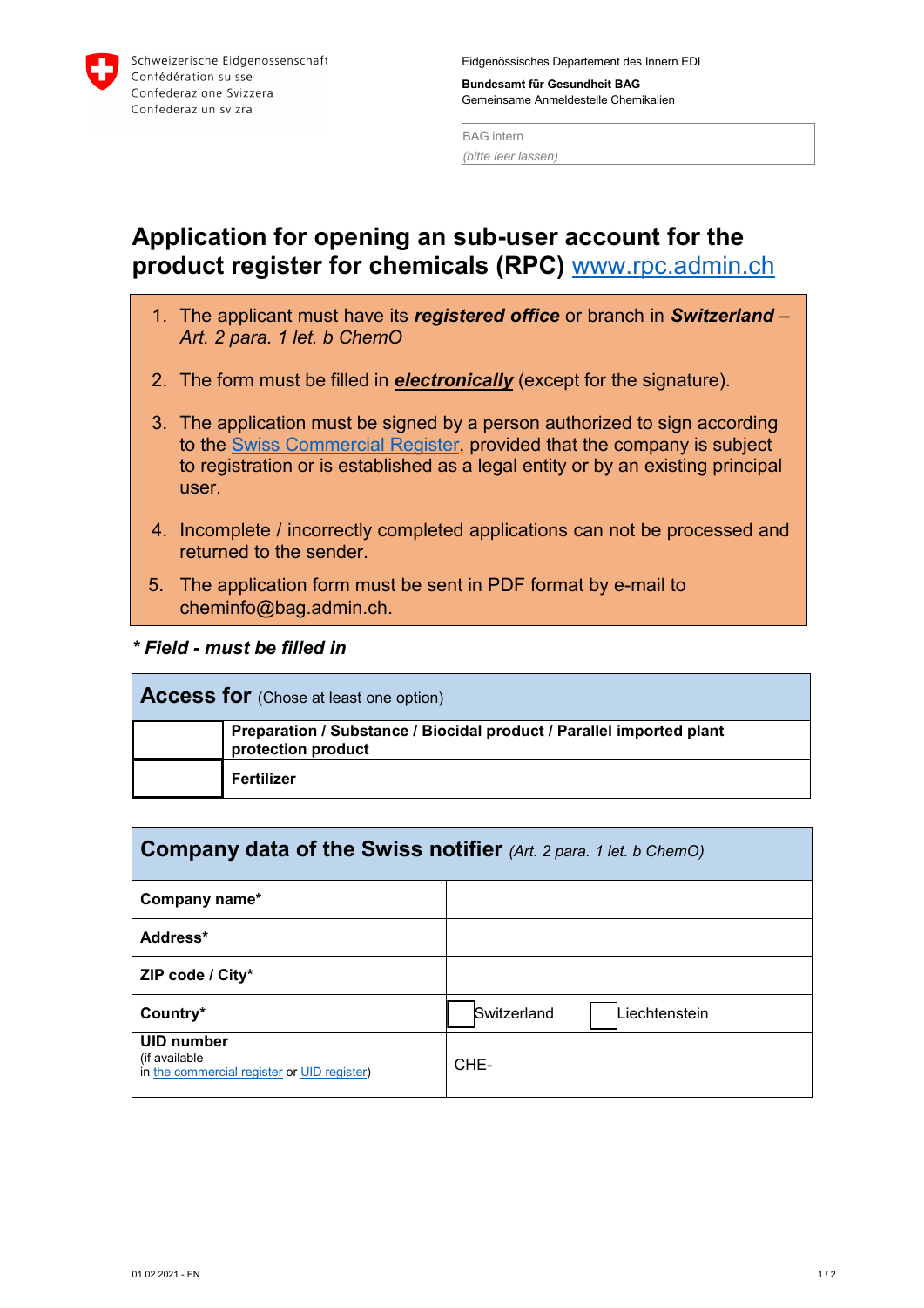Schweizerische Eidgenossenschaft
Confédération suisse
Confederazione Svizzera
Confederaziun svizra

Eidgenössisches Departement des Innern EDI

**Bundesamt für Gesundheit BAG**
Gemeinsame Anmeldestelle Chemikalien

BAG intern
*(bitte leer lassen)*

# Application for opening an sub-user account for the product register for chemicals (RPC) www.rpc.admin.ch

1. The applicant must have its ***registered office*** or branch in ***Switzerland*** – *Art. 2 para. 1 let. b ChemO*
2. The form must be filled in ***electronically*** (except for the signature).
3. The application must be signed by a person authorized to sign according to the Swiss Commercial Register, provided that the company is subject to registration or is established as a legal entity or by an existing principal user.
4. Incomplete / incorrectly completed applications can not be processed and returned to the sender.
5. The application form must be sent in PDF format by e-mail to cheminfo@bag.admin.ch.

***\* Field - must be filled in***

| **Access for** (Chose at least one option) | |
|---|---|
| | **Preparation / Substance / Biocidal product / Parallel imported plant protection product** |
| | **Fertilizer** |

| **Company data of the Swiss notifier** *(Art. 2 para. 1 let. b ChemO)* | |
|---|---|
| **Company name*** | |
| **Address*** | |
| **ZIP code / City*** | |
| **Country*** | ☐ Switzerland ☐ Liechtenstein |
| **UID number** (if available in the commercial register or UID register) | CHE- |

01.02.2021 - EN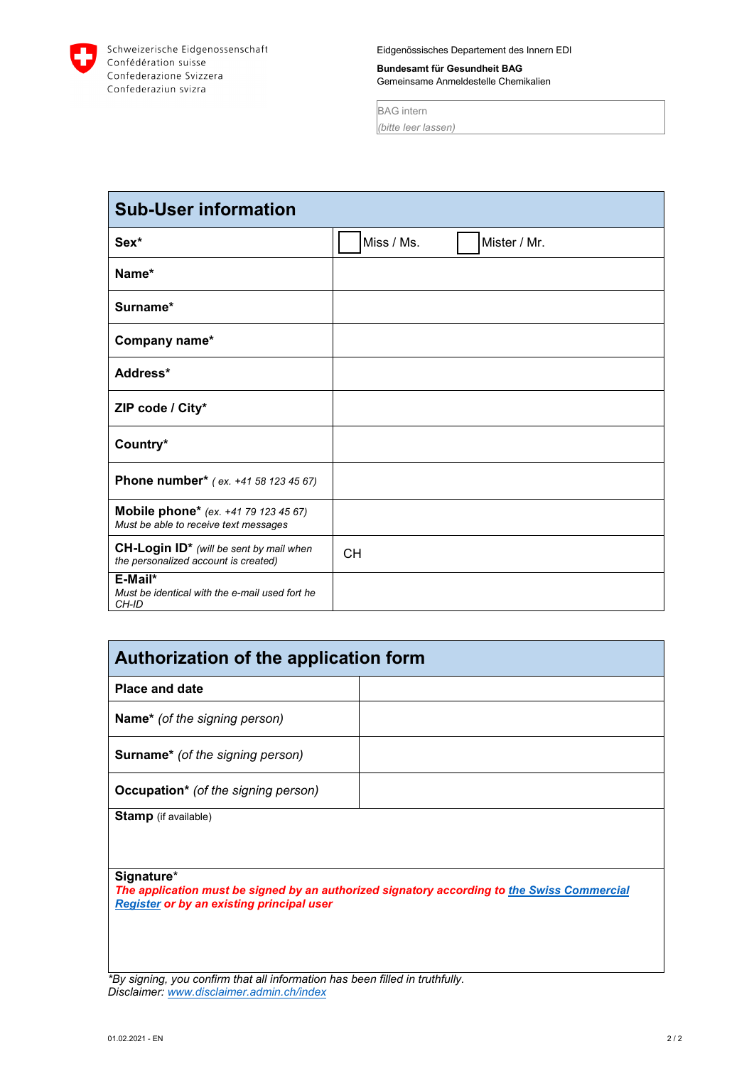Schweizerische Eidgenossenschaft
Confédération suisse
Confederazione Svizzera
Confederaziun svizra

Eidgenössisches Departement des Innern EDI

**Bundesamt für Gesundheit BAG**
Gemeinsame Anmeldestelle Chemikalien

| BAG intern |
|---|
| *(bitte leer lassen)* |

| **Sub-User information** | |
|---|---|
| **Sex*** | ☐ Miss / Ms. ☐ Mister / Mr. |
| **Name*** | |
| **Surname*** | |
| **Company name*** | |
| **Address*** | |
| **ZIP code / City*** | |
| **Country*** | |
| **Phone number*** *( ex. +41 58 123 45 67)* | |
| **Mobile phone*** *(ex. +41 79 123 45 67)* *Must be able to receive text messages* | |
| **CH-Login ID*** *(will be sent by mail when the personalized account is created)* | CH |
| **E-Mail*** *Must be identical with the e-mail used fort he CH-ID* | |

| **Authorization of the application form** | |
|---|---|
| **Place and date** | |
| **Name*** *(of the signing person)* | |
| **Surname*** *(of the signing person)* | |
| **Occupation*** *(of the signing person)* | |
| **Stamp** (if available) | |
| **Signature*** ***The application must be signed by an authorized signatory according to [the Swiss Commercial Register](the Swiss Commercial Register) or by an existing principal user*** | |

**By signing, you confirm that all information has been filled in truthfully.*
*Disclaimer: [www.disclaimer.admin.ch/index](www.disclaimer.admin.ch/index)*

01.02.2021 - EN